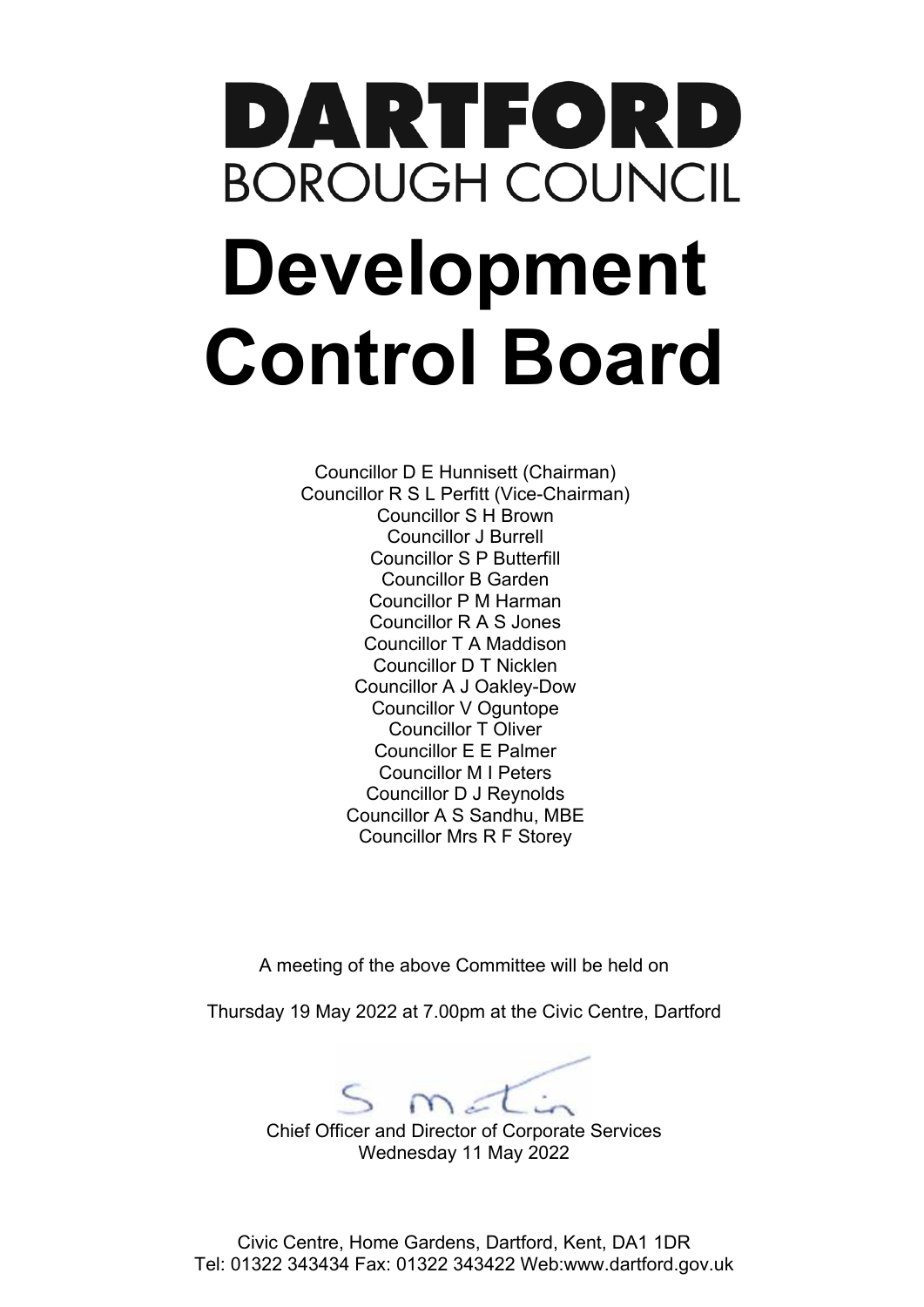# DARTFORD

BOROUGH COUNCIL

# Development Control Board

Councillor D E Hunnisett (Chairman)
Councillor R S L Perfitt (Vice-Chairman)
Councillor S H Brown
Councillor J Burrell
Councillor S P Butterfill
Councillor B Garden
Councillor P M Harman
Councillor R A S Jones
Councillor T A Maddison
Councillor D T Nicklen
Councillor A J Oakley-Dow
Councillor V Oguntope
Councillor T Oliver
Councillor E E Palmer
Councillor M I Peters
Councillor D J Reynolds
Councillor A S Sandhu, MBE
Councillor Mrs R F Storey

A meeting of the above Committee will be held on

Thursday 19 May 2022 at 7.00pm at the Civic Centre, Dartford

S Martin

Chief Officer and Director of Corporate Services
Wednesday 11 May 2022

Civic Centre, Home Gardens, Dartford, Kent, DA1 1DR
Tel: 01322 343434 Fax: 01322 343422 Web:www.dartford.gov.uk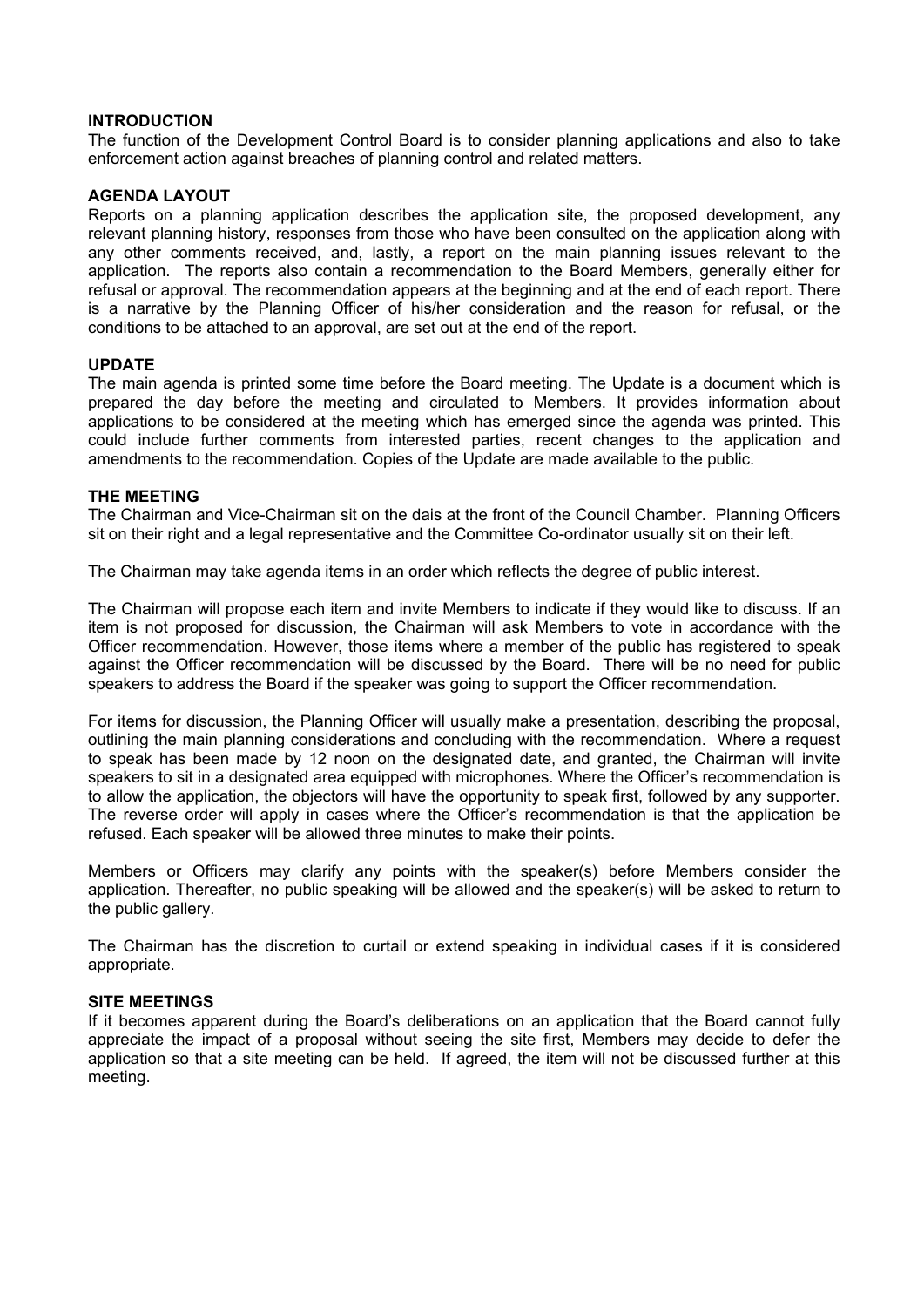## INTRODUCTION

The function of the Development Control Board is to consider planning applications and also to take enforcement action against breaches of planning control and related matters.

## AGENDA LAYOUT

Reports on a planning application describes the application site, the proposed development, any relevant planning history, responses from those who have been consulted on the application along with any other comments received, and, lastly, a report on the main planning issues relevant to the application. The reports also contain a recommendation to the Board Members, generally either for refusal or approval. The recommendation appears at the beginning and at the end of each report. There is a narrative by the Planning Officer of his/her consideration and the reason for refusal, or the conditions to be attached to an approval, are set out at the end of the report.

## UPDATE

The main agenda is printed some time before the Board meeting. The Update is a document which is prepared the day before the meeting and circulated to Members. It provides information about applications to be considered at the meeting which has emerged since the agenda was printed. This could include further comments from interested parties, recent changes to the application and amendments to the recommendation. Copies of the Update are made available to the public.

## THE MEETING

The Chairman and Vice-Chairman sit on the dais at the front of the Council Chamber. Planning Officers sit on their right and a legal representative and the Committee Co-ordinator usually sit on their left.

The Chairman may take agenda items in an order which reflects the degree of public interest.

The Chairman will propose each item and invite Members to indicate if they would like to discuss. If an item is not proposed for discussion, the Chairman will ask Members to vote in accordance with the Officer recommendation. However, those items where a member of the public has registered to speak against the Officer recommendation will be discussed by the Board. There will be no need for public speakers to address the Board if the speaker was going to support the Officer recommendation.

For items for discussion, the Planning Officer will usually make a presentation, describing the proposal, outlining the main planning considerations and concluding with the recommendation. Where a request to speak has been made by 12 noon on the designated date, and granted, the Chairman will invite speakers to sit in a designated area equipped with microphones. Where the Officer's recommendation is to allow the application, the objectors will have the opportunity to speak first, followed by any supporter. The reverse order will apply in cases where the Officer's recommendation is that the application be refused. Each speaker will be allowed three minutes to make their points.

Members or Officers may clarify any points with the speaker(s) before Members consider the application. Thereafter, no public speaking will be allowed and the speaker(s) will be asked to return to the public gallery.

The Chairman has the discretion to curtail or extend speaking in individual cases if it is considered appropriate.

## SITE MEETINGS

If it becomes apparent during the Board's deliberations on an application that the Board cannot fully appreciate the impact of a proposal without seeing the site first, Members may decide to defer the application so that a site meeting can be held. If agreed, the item will not be discussed further at this meeting.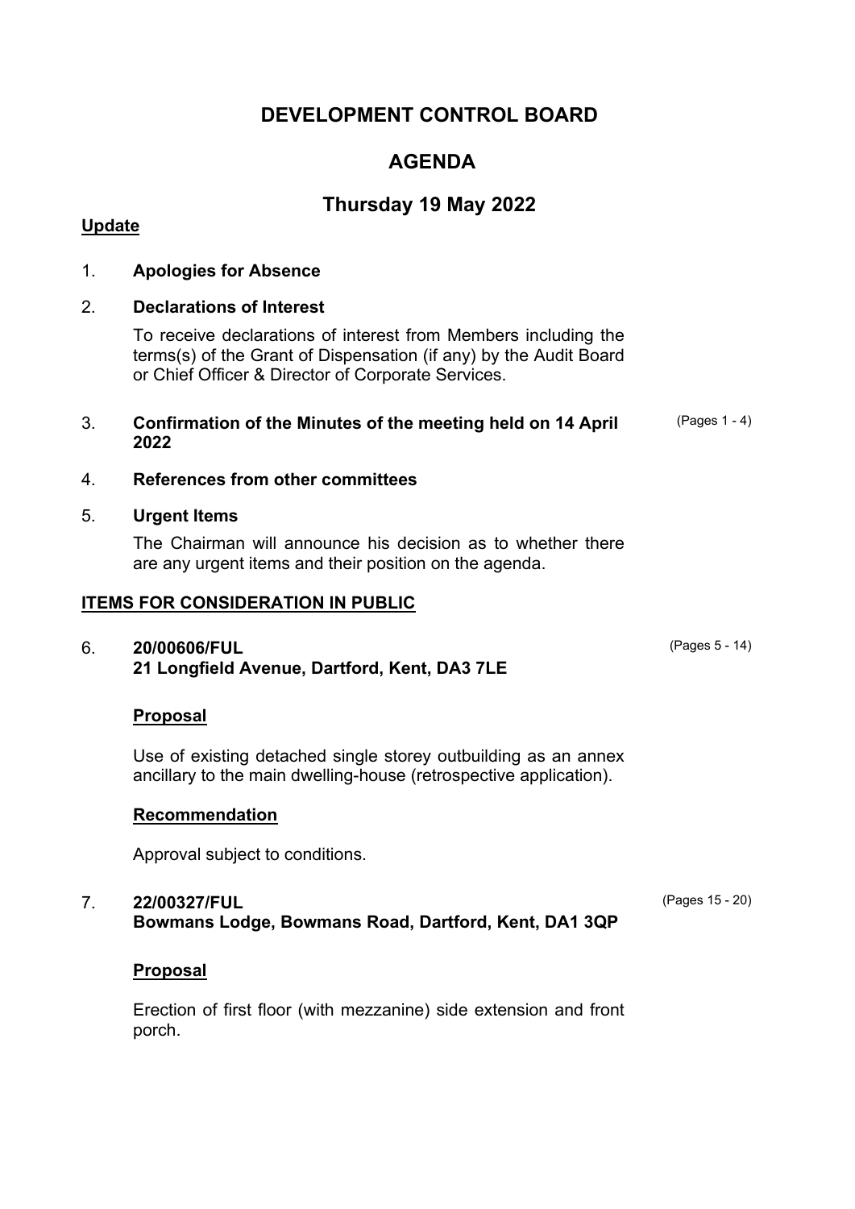# DEVELOPMENT CONTROL BOARD

# AGENDA

## Thursday 19 May 2022

**Update**

1. **Apologies for Absence**

2. **Declarations of Interest**

   To receive declarations of interest from Members including the terms(s) of the Grant of Dispensation (if any) by the Audit Board or Chief Officer & Director of Corporate Services.

3. **Confirmation of the Minutes of the meeting held on 14 April 2022** (Pages 1 - 4)

4. **References from other committees**

5. **Urgent Items**

   The Chairman will announce his decision as to whether there are any urgent items and their position on the agenda.

**ITEMS FOR CONSIDERATION IN PUBLIC**

6. **20/00606/FUL**
   **21 Longfield Avenue, Dartford, Kent, DA3 7LE** (Pages 5 - 14)

   **Proposal**

   Use of existing detached single storey outbuilding as an annex ancillary to the main dwelling-house (retrospective application).

   **Recommendation**

   Approval subject to conditions.

7. **22/00327/FUL**
   **Bowmans Lodge, Bowmans Road, Dartford, Kent, DA1 3QP** (Pages 15 - 20)

   **Proposal**

   Erection of first floor (with mezzanine) side extension and front porch.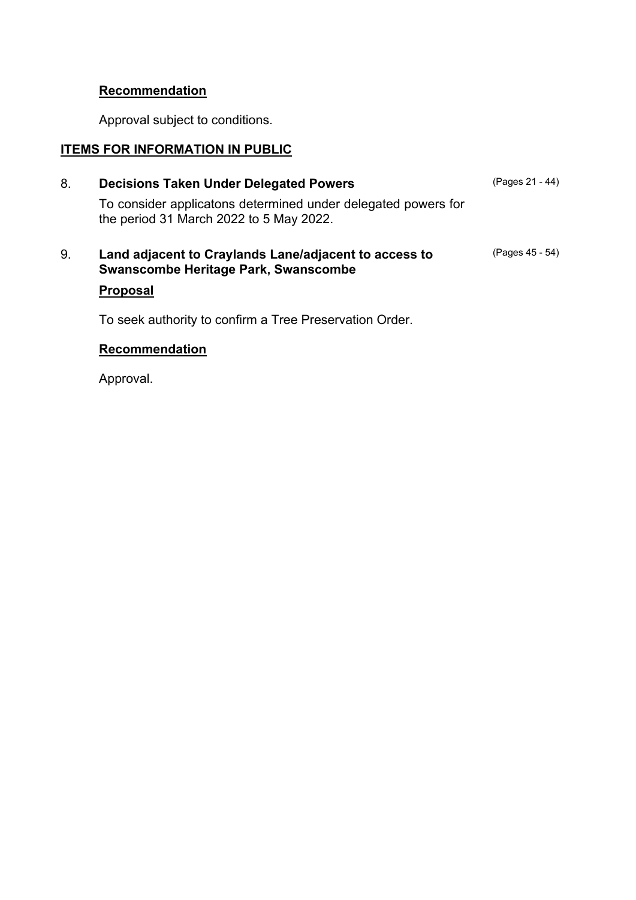**Recommendation**

Approval subject to conditions.

**ITEMS FOR INFORMATION IN PUBLIC**

8. **Decisions Taken Under Delegated Powers** (Pages 21 - 44)

   To consider applicatons determined under delegated powers for the period 31 March 2022 to 5 May 2022.

9. **Land adjacent to Craylands Lane/adjacent to access to Swanscombe Heritage Park, Swanscombe** (Pages 45 - 54)

   **Proposal**

   To seek authority to confirm a Tree Preservation Order.

   **Recommendation**

   Approval.